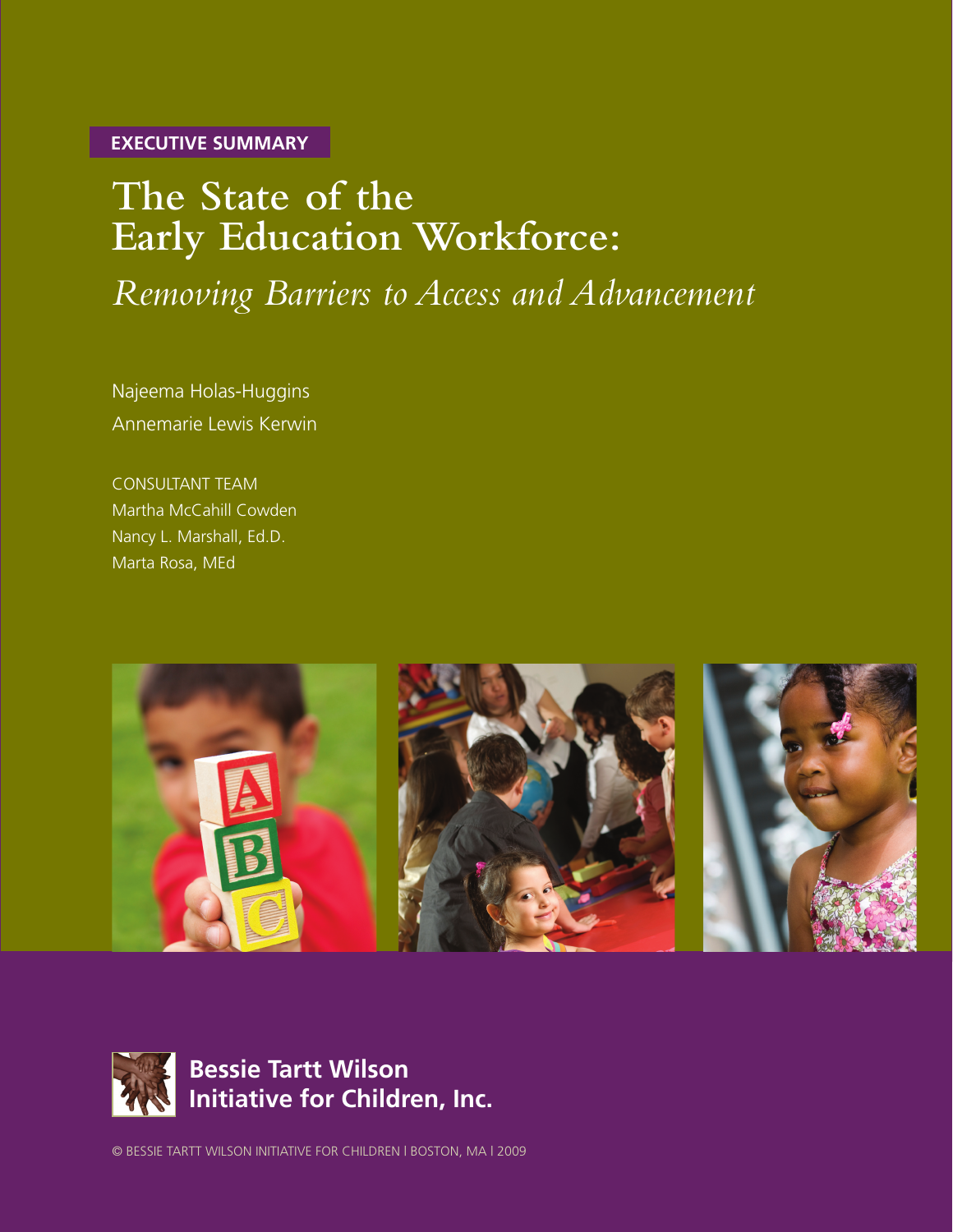**EXECUTIVE SUMMARY**

# The State of the Early Education Workforce:

## *Removing Barriers to Access and Advancement*

Najeema Holas-Huggins

Annemarie Lewis Kerwin

CONSULTANT TEAM

Martha McCahill Cowden

Nancy L. Marshall, Ed.D.

Marta Rosa, MEd

**Bessie Tartt Wilson Initiative for Children, Inc.**

© BESSIE TARTT WILSON INITIATIVE FOR CHILDREN | BOSTON, MA | 2009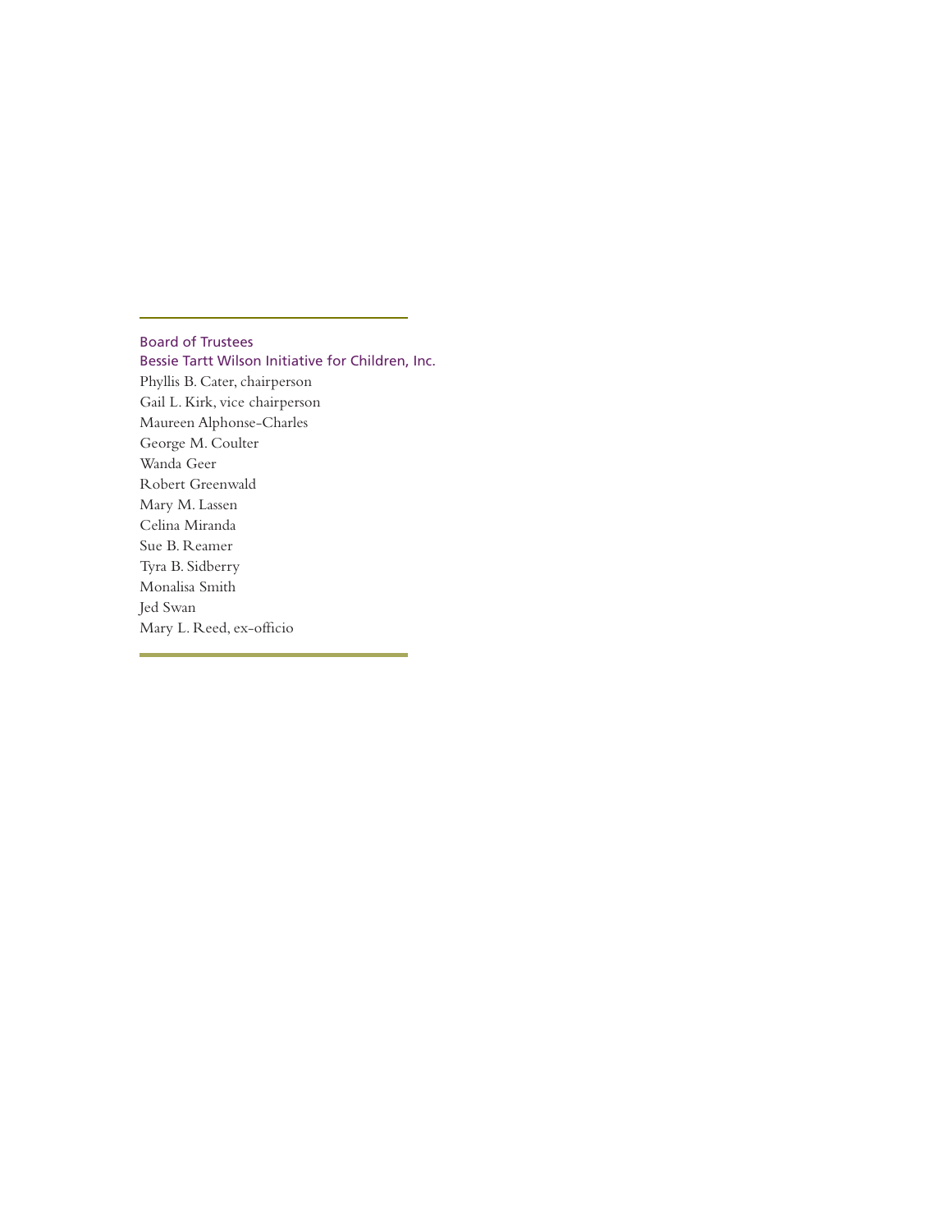## Board of Trustees

## Bessie Tartt Wilson Initiative for Children, Inc.

Phyllis B. Cater, chairperson  
Gail L. Kirk, vice chairperson  
Maureen Alphonse-Charles  
George M. Coulter  
Wanda Geer  
Robert Greenwald  
Mary M. Lassen  
Celina Miranda  
Sue B. Reamer  
Tyra B. Sidberry  
Monalisa Smith  
Jed Swan  
Mary L. Reed, ex-officio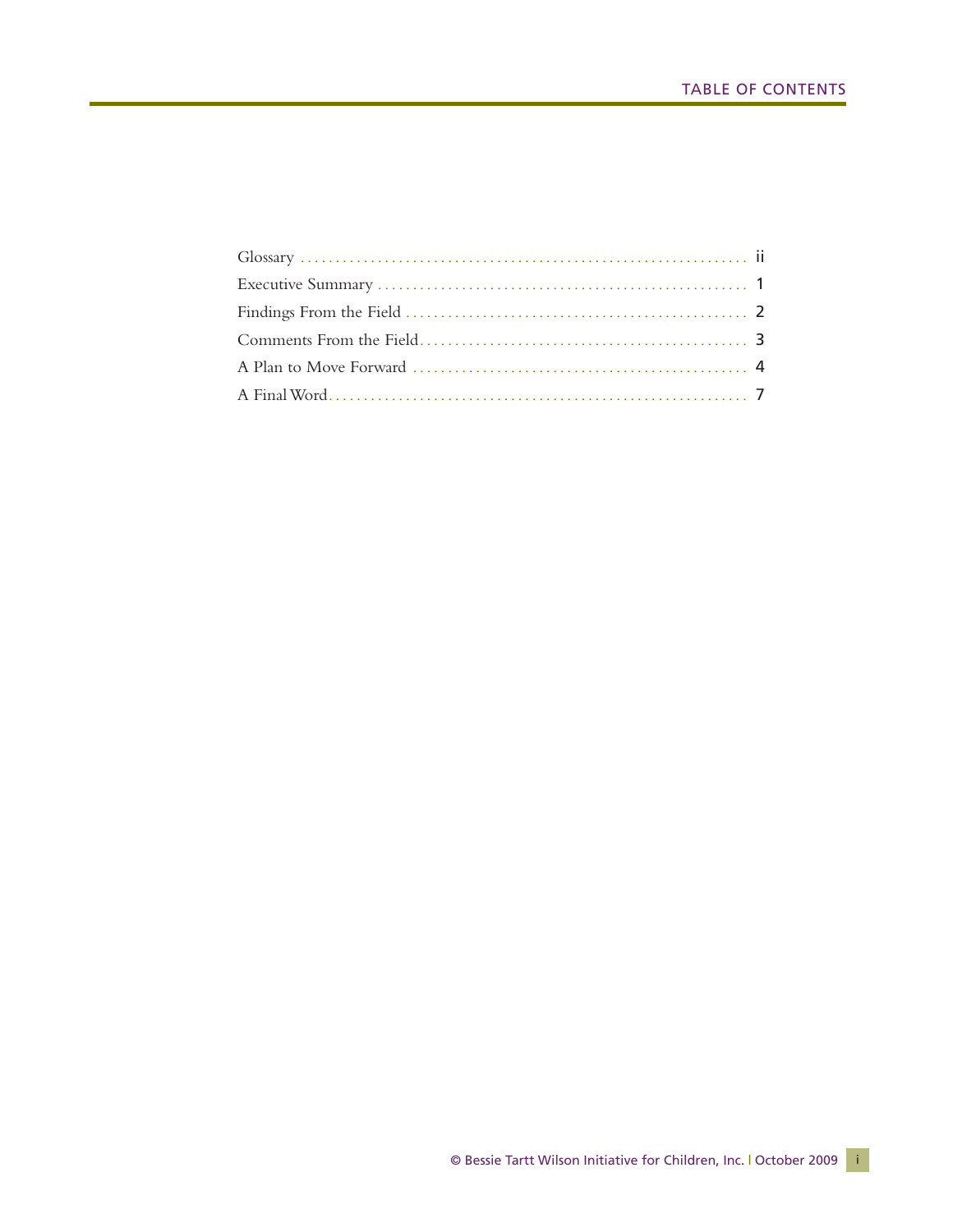# TABLE OF CONTENTS

Glossary .................................................................. ii

Executive Summary ...................................................... 1

Findings From the Field .................................................. 2

Comments From the Field................................................ 3

A Plan to Move Forward ................................................. 4

A Final Word............................................................... 7

© Bessie Tartt Wilson Initiative for Children, Inc. | October 2009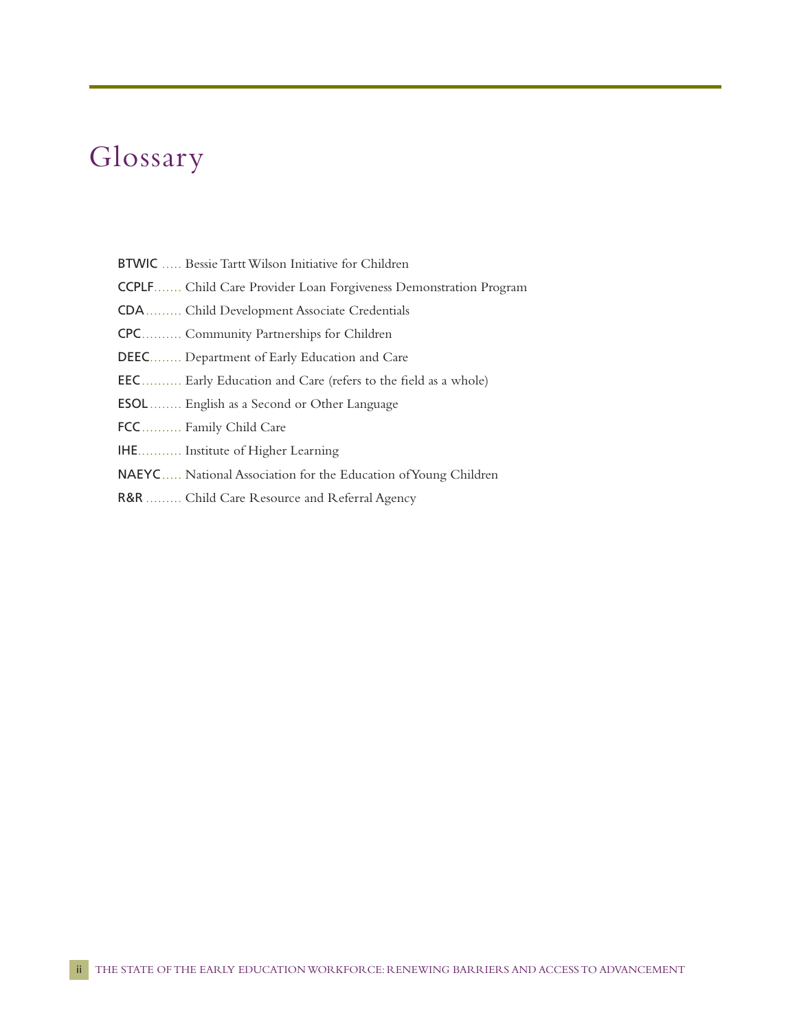# Glossary

**BTWIC** ..... Bessie Tartt Wilson Initiative for Children

**CCPLF**....... Child Care Provider Loan Forgiveness Demonstration Program

**CDA**......... Child Development Associate Credentials

**CPC**.......... Community Partnerships for Children

**DEEC**........ Department of Early Education and Care

**EEC**.......... Early Education and Care (refers to the field as a whole)

**ESOL**........ English as a Second or Other Language

**FCC**.......... Family Child Care

**IHE**........... Institute of Higher Learning

**NAEYC**..... National Association for the Education of Young Children

**R&R** ......... Child Care Resource and Referral Agency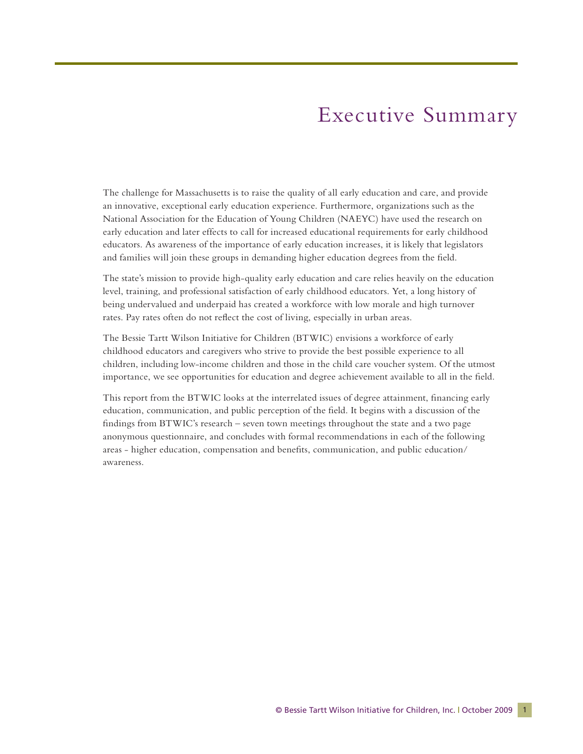# Executive Summary

The challenge for Massachusetts is to raise the quality of all early education and care, and provide an innovative, exceptional early education experience. Furthermore, organizations such as the National Association for the Education of Young Children (NAEYC) have used the research on early education and later effects to call for increased educational requirements for early childhood educators. As awareness of the importance of early education increases, it is likely that legislators and families will join these groups in demanding higher education degrees from the field.

The state's mission to provide high-quality early education and care relies heavily on the education level, training, and professional satisfaction of early childhood educators. Yet, a long history of being undervalued and underpaid has created a workforce with low morale and high turnover rates. Pay rates often do not reflect the cost of living, especially in urban areas.

The Bessie Tartt Wilson Initiative for Children (BTWIC) envisions a workforce of early childhood educators and caregivers who strive to provide the best possible experience to all children, including low-income children and those in the child care voucher system. Of the utmost importance, we see opportunities for education and degree achievement available to all in the field.

This report from the BTWIC looks at the interrelated issues of degree attainment, financing early education, communication, and public perception of the field. It begins with a discussion of the findings from BTWIC's research – seven town meetings throughout the state and a two page anonymous questionnaire, and concludes with formal recommendations in each of the following areas - higher education, compensation and benefits, communication, and public education/awareness.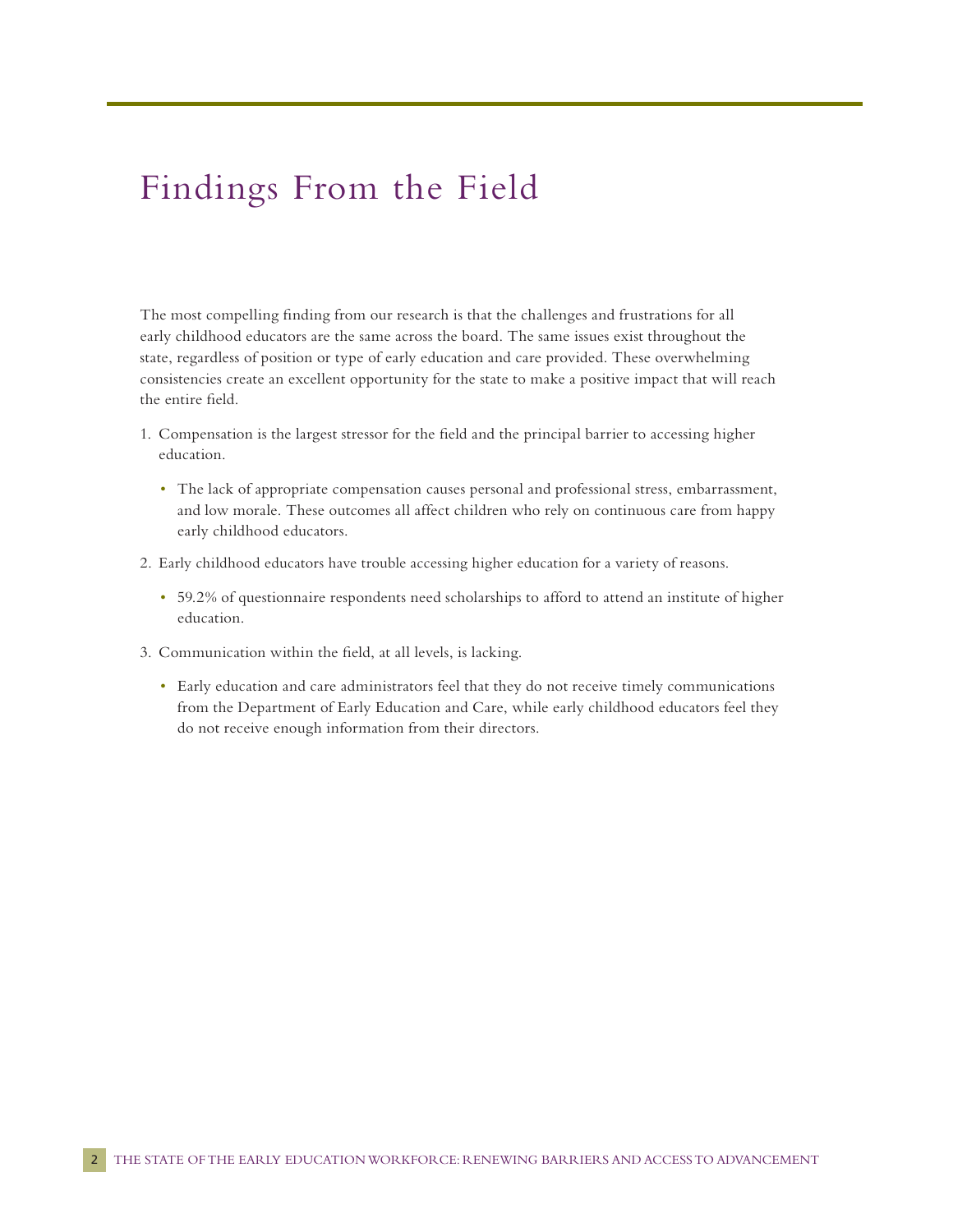# Findings From the Field

The most compelling finding from our research is that the challenges and frustrations for all early childhood educators are the same across the board. The same issues exist throughout the state, regardless of position or type of early education and care provided. These overwhelming consistencies create an excellent opportunity for the state to make a positive impact that will reach the entire field.

1. Compensation is the largest stressor for the field and the principal barrier to accessing higher education.
   - The lack of appropriate compensation causes personal and professional stress, embarrassment, and low morale. These outcomes all affect children who rely on continuous care from happy early childhood educators.
2. Early childhood educators have trouble accessing higher education for a variety of reasons.
   - 59.2% of questionnaire respondents need scholarships to afford to attend an institute of higher education.
3. Communication within the field, at all levels, is lacking.
   - Early education and care administrators feel that they do not receive timely communications from the Department of Early Education and Care, while early childhood educators feel they do not receive enough information from their directors.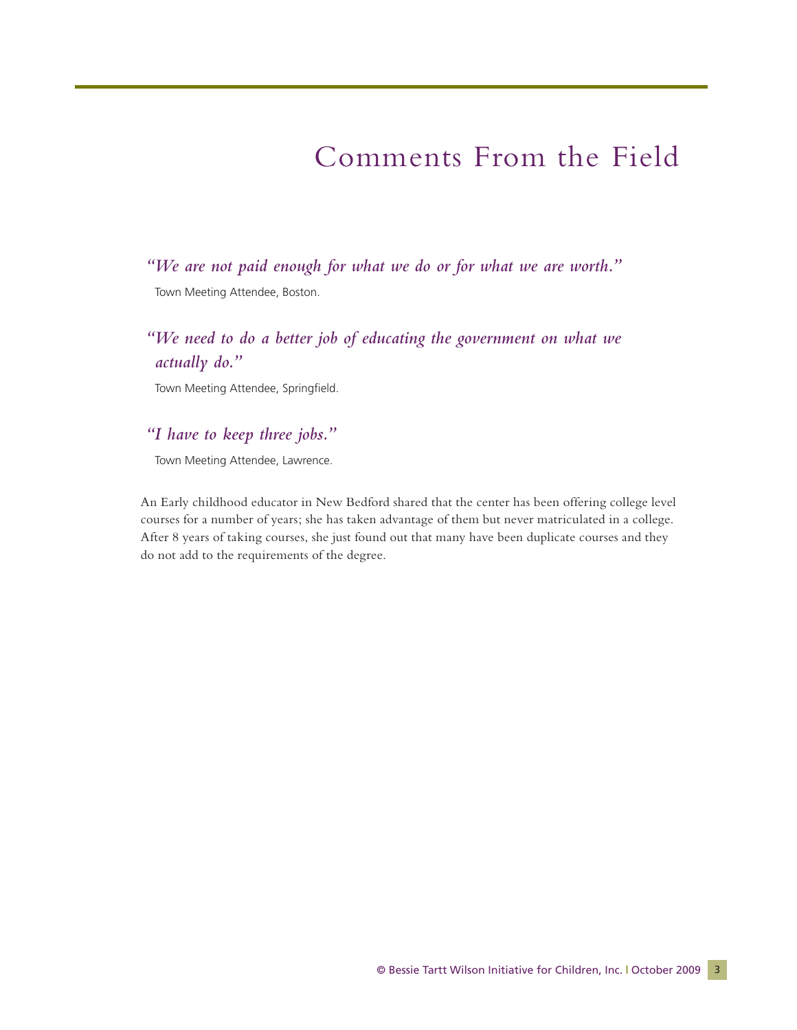# Comments From the Field

*"We are not paid enough for what we do or for what we are worth."*

Town Meeting Attendee, Boston.

*"We need to do a better job of educating the government on what we actually do."*

Town Meeting Attendee, Springfield.

*"I have to keep three jobs."*

Town Meeting Attendee, Lawrence.

An Early childhood educator in New Bedford shared that the center has been offering college level courses for a number of years; she has taken advantage of them but never matriculated in a college. After 8 years of taking courses, she just found out that many have been duplicate courses and they do not add to the requirements of the degree.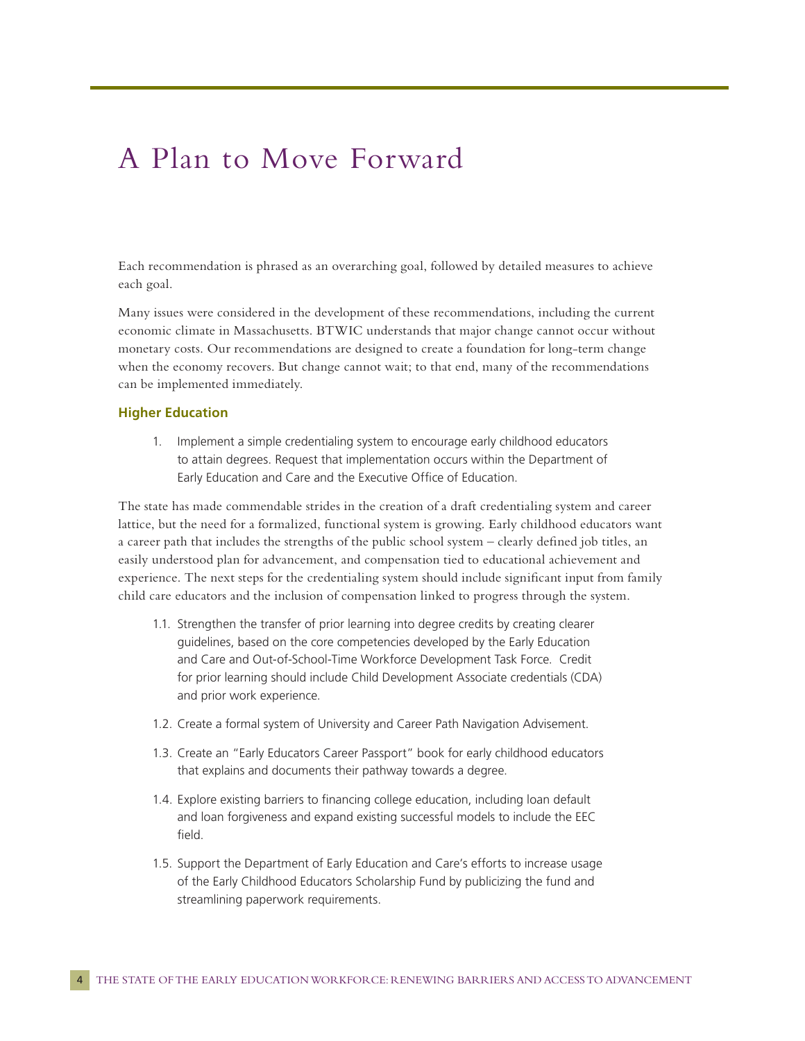# A Plan to Move Forward

Each recommendation is phrased as an overarching goal, followed by detailed measures to achieve each goal.

Many issues were considered in the development of these recommendations, including the current economic climate in Massachusetts. BTWIC understands that major change cannot occur without monetary costs. Our recommendations are designed to create a foundation for long-term change when the economy recovers. But change cannot wait; to that end, many of the recommendations can be implemented immediately.

### Higher Education

1. Implement a simple credentialing system to encourage early childhood educators to attain degrees. Request that implementation occurs within the Department of Early Education and Care and the Executive Office of Education.

The state has made commendable strides in the creation of a draft credentialing system and career lattice, but the need for a formalized, functional system is growing. Early childhood educators want a career path that includes the strengths of the public school system – clearly defined job titles, an easily understood plan for advancement, and compensation tied to educational achievement and experience. The next steps for the credentialing system should include significant input from family child care educators and the inclusion of compensation linked to progress through the system.

- 1.1. Strengthen the transfer of prior learning into degree credits by creating clearer guidelines, based on the core competencies developed by the Early Education and Care and Out-of-School-Time Workforce Development Task Force. Credit for prior learning should include Child Development Associate credentials (CDA) and prior work experience.
- 1.2. Create a formal system of University and Career Path Navigation Advisement.
- 1.3. Create an "Early Educators Career Passport" book for early childhood educators that explains and documents their pathway towards a degree.
- 1.4. Explore existing barriers to financing college education, including loan default and loan forgiveness and expand existing successful models to include the EEC field.
- 1.5. Support the Department of Early Education and Care's efforts to increase usage of the Early Childhood Educators Scholarship Fund by publicizing the fund and streamlining paperwork requirements.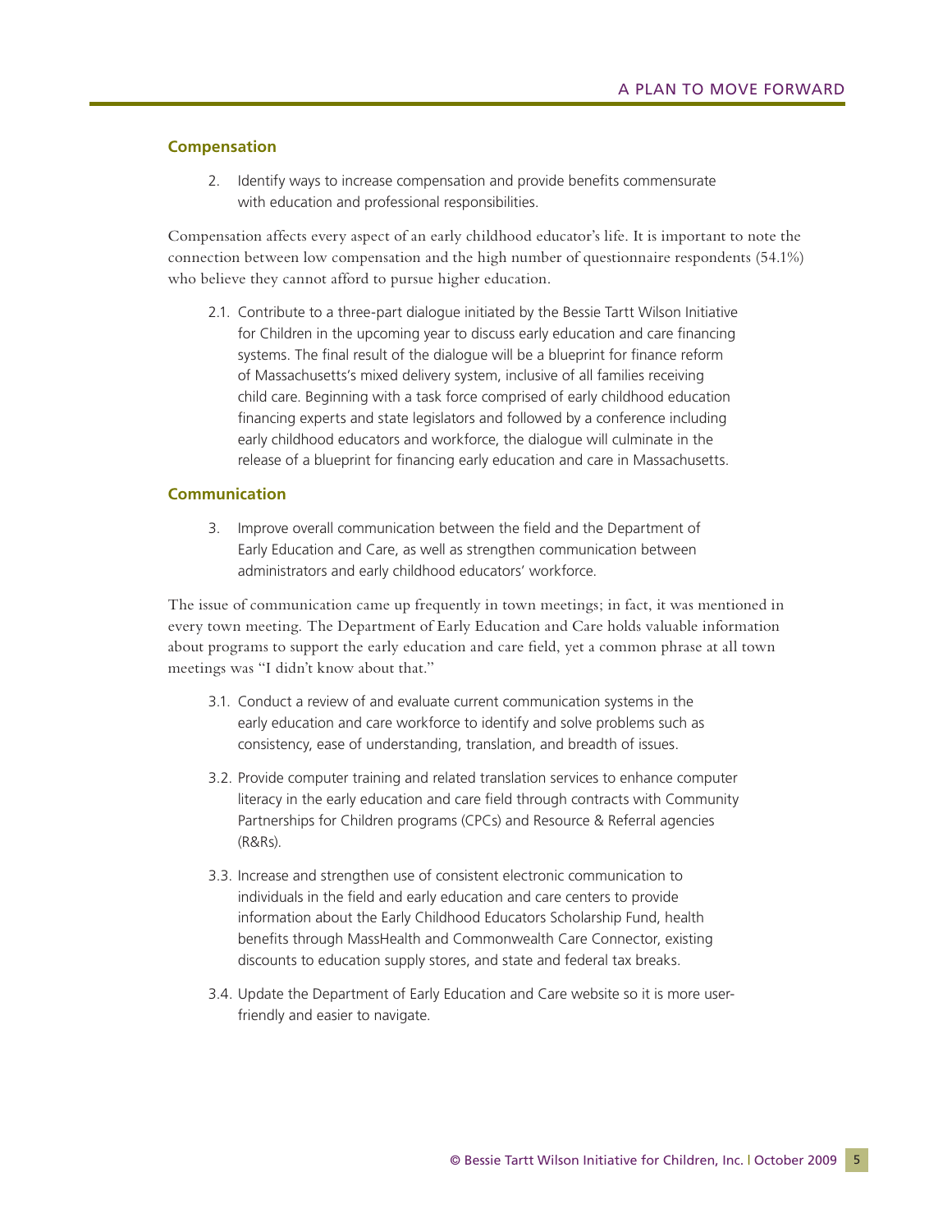### Compensation

2. Identify ways to increase compensation and provide benefits commensurate with education and professional responsibilities.

Compensation affects every aspect of an early childhood educator's life. It is important to note the connection between low compensation and the high number of questionnaire respondents (54.1%) who believe they cannot afford to pursue higher education.

2.1. Contribute to a three-part dialogue initiated by the Bessie Tartt Wilson Initiative for Children in the upcoming year to discuss early education and care financing systems. The final result of the dialogue will be a blueprint for finance reform of Massachusetts's mixed delivery system, inclusive of all families receiving child care. Beginning with a task force comprised of early childhood education financing experts and state legislators and followed by a conference including early childhood educators and workforce, the dialogue will culminate in the release of a blueprint for financing early education and care in Massachusetts.

### Communication

3. Improve overall communication between the field and the Department of Early Education and Care, as well as strengthen communication between administrators and early childhood educators' workforce.

The issue of communication came up frequently in town meetings; in fact, it was mentioned in every town meeting. The Department of Early Education and Care holds valuable information about programs to support the early education and care field, yet a common phrase at all town meetings was "I didn't know about that."

3.1. Conduct a review of and evaluate current communication systems in the early education and care workforce to identify and solve problems such as consistency, ease of understanding, translation, and breadth of issues.

3.2. Provide computer training and related translation services to enhance computer literacy in the early education and care field through contracts with Community Partnerships for Children programs (CPCs) and Resource & Referral agencies (R&Rs).

3.3. Increase and strengthen use of consistent electronic communication to individuals in the field and early education and care centers to provide information about the Early Childhood Educators Scholarship Fund, health benefits through MassHealth and Commonwealth Care Connector, existing discounts to education supply stores, and state and federal tax breaks.

3.4. Update the Department of Early Education and Care website so it is more user-friendly and easier to navigate.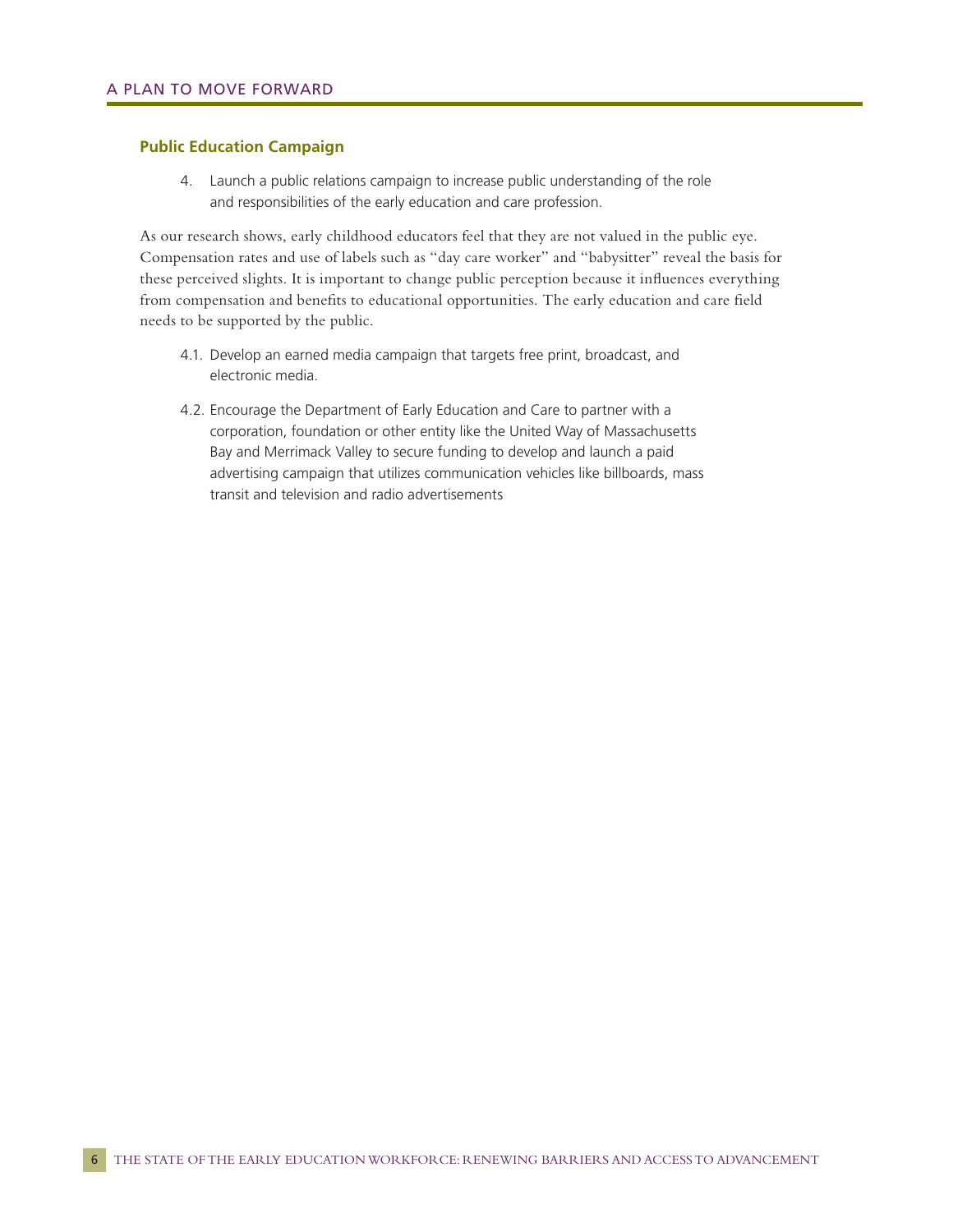## Public Education Campaign

4. Launch a public relations campaign to increase public understanding of the role and responsibilities of the early education and care profession.

As our research shows, early childhood educators feel that they are not valued in the public eye. Compensation rates and use of labels such as "day care worker" and "babysitter" reveal the basis for these perceived slights. It is important to change public perception because it influences everything from compensation and benefits to educational opportunities. The early education and care field needs to be supported by the public.

4.1. Develop an earned media campaign that targets free print, broadcast, and electronic media.

4.2. Encourage the Department of Early Education and Care to partner with a corporation, foundation or other entity like the United Way of Massachusetts Bay and Merrimack Valley to secure funding to develop and launch a paid advertising campaign that utilizes communication vehicles like billboards, mass transit and television and radio advertisements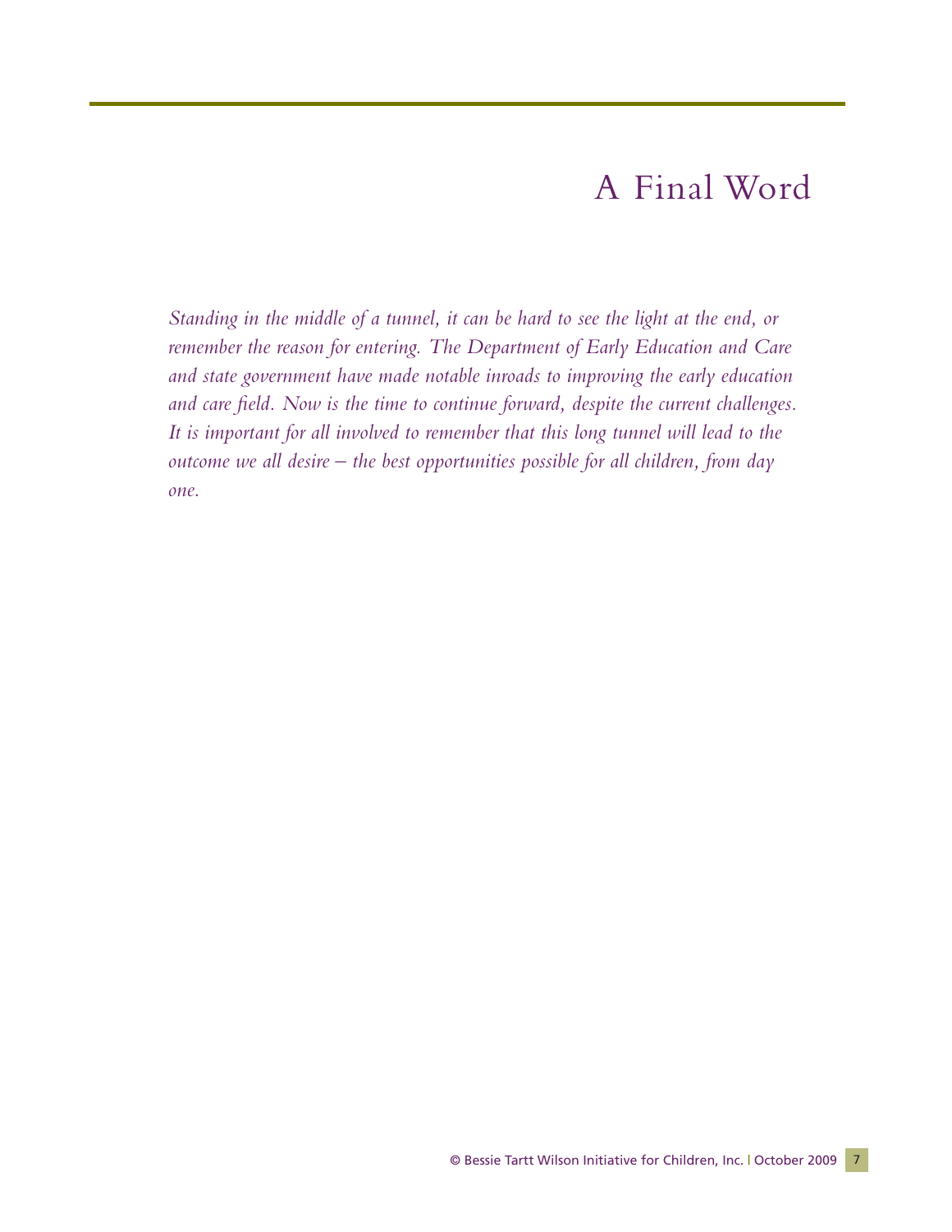# A Final Word

*Standing in the middle of a tunnel, it can be hard to see the light at the end, or remember the reason for entering. The Department of Early Education and Care and state government have made notable inroads to improving the early education and care field. Now is the time to continue forward, despite the current challenges. It is important for all involved to remember that this long tunnel will lead to the outcome we all desire – the best opportunities possible for all children, from day one.*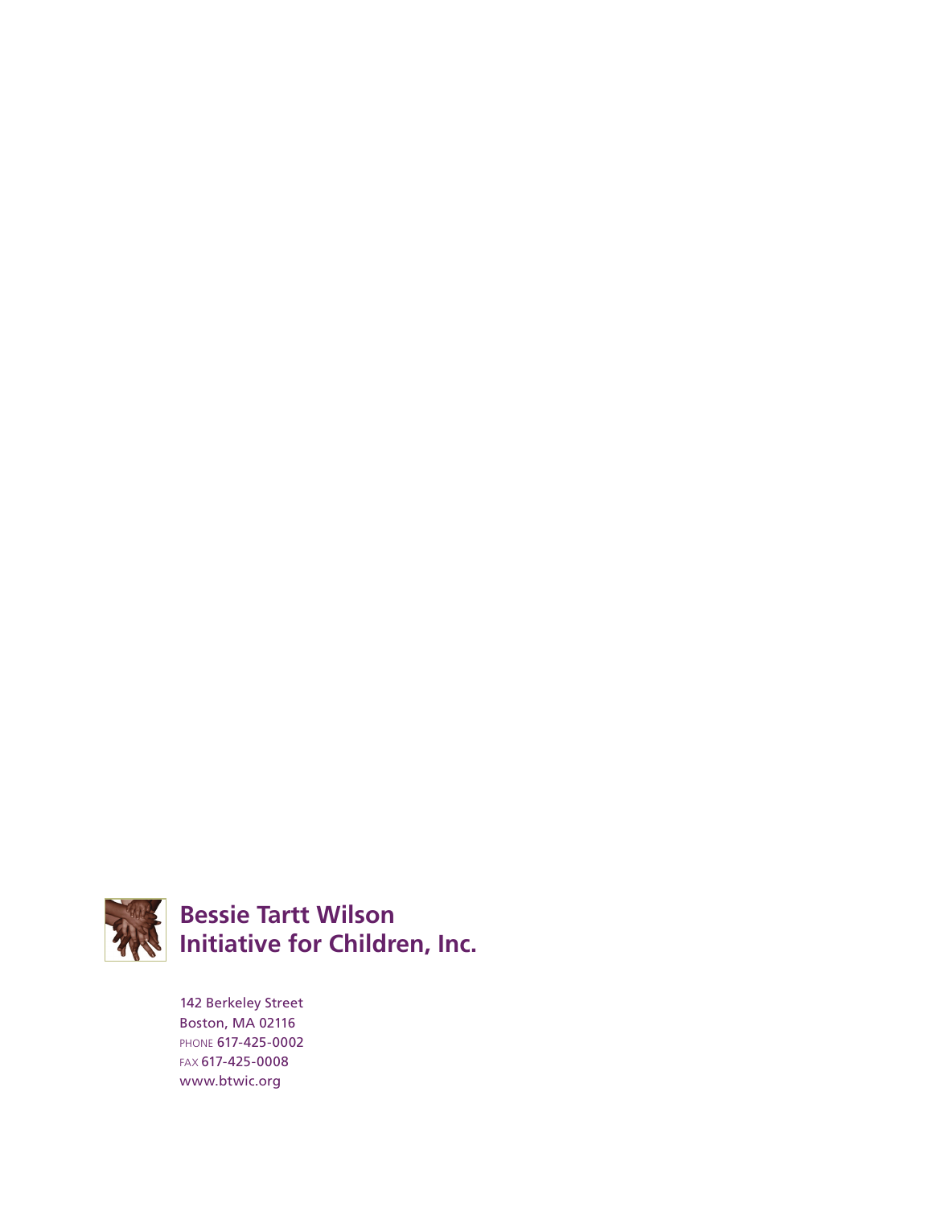**Bessie Tartt Wilson**
**Initiative for Children, Inc.**

142 Berkeley Street
Boston, MA 02116
PHONE 617-425-0002
FAX 617-425-0008
www.btwic.org